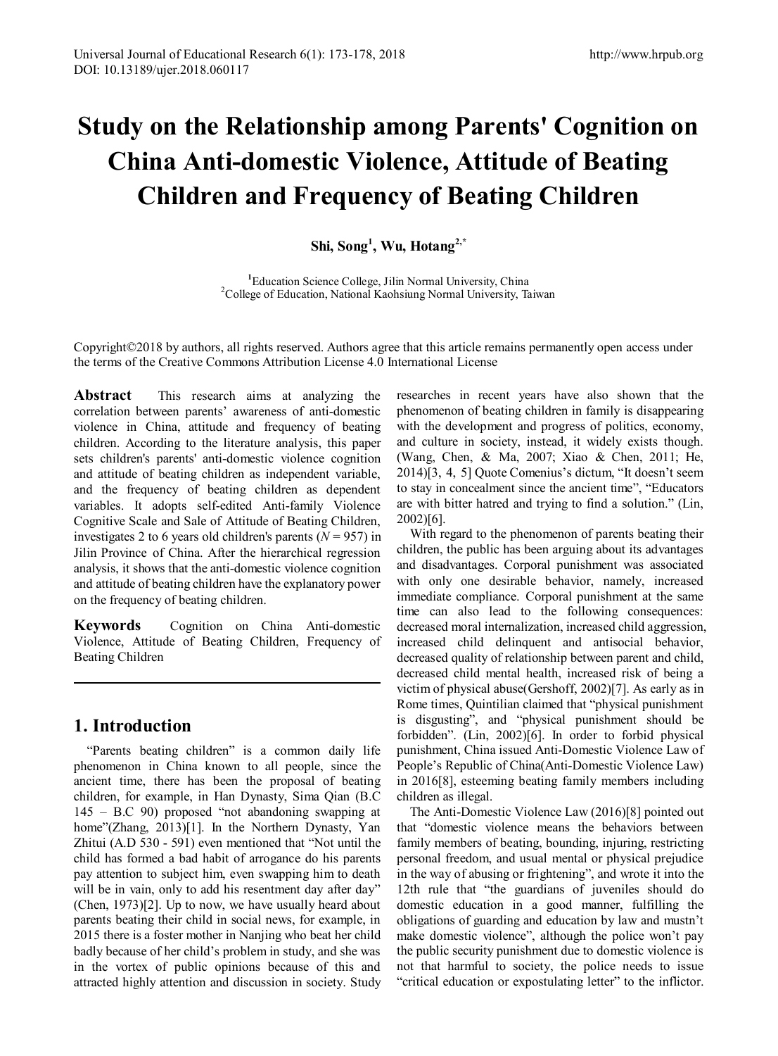# Study on the Relationship among Parents' Cognition on China Anti-domestic Violence, Attitude of Beating Children and Frequency of Beating Children

**Shi, Song[1], Wu, Hotang[2,*]**

[1]Education Science College, Jilin Normal University, China
[2]College of Education, National Kaohsiung Normal University, Taiwan

Copyright©2018 by authors, all rights reserved. Authors agree that this article remains permanently open access under the terms of the Creative Commons Attribution License 4.0 International License

**Abstract** This research aims at analyzing the correlation between parents' awareness of anti-domestic violence in China, attitude and frequency of beating children. According to the literature analysis, this paper sets children's parents' anti-domestic violence cognition and attitude of beating children as independent variable, and the frequency of beating children as dependent variables. It adopts self-edited Anti-family Violence Cognitive Scale and Sale of Attitude of Beating Children, investigates 2 to 6 years old children's parents ($N$ = 957) in Jilin Province of China. After the hierarchical regression analysis, it shows that the anti-domestic violence cognition and attitude of beating children have the explanatory power on the frequency of beating children.

**Keywords** Cognition on China Anti-domestic Violence, Attitude of Beating Children, Frequency of Beating Children

## 1. Introduction

"Parents beating children" is a common daily life phenomenon in China known to all people, since the ancient time, there has been the proposal of beating children, for example, in Han Dynasty, Sima Qian (B.C 145 – B.C 90) proposed "not abandoning swapping at home"(Zhang, 2013)[1]. In the Northern Dynasty, Yan Zhitui (A.D 530 - 591) even mentioned that "Not until the child has formed a bad habit of arrogance do his parents pay attention to subject him, even swapping him to death will be in vain, only to add his resentment day after day" (Chen, 1973)[2]. Up to now, we have usually heard about parents beating their child in social news, for example, in 2015 there is a foster mother in Nanjing who beat her child badly because of her child's problem in study, and she was in the vortex of public opinions because of this and attracted highly attention and discussion in society. Study researches in recent years have also shown that the phenomenon of beating children in family is disappearing with the development and progress of politics, economy, and culture in society, instead, it widely exists though. (Wang, Chen, & Ma, 2007; Xiao & Chen, 2011; He, 2014)[3, 4, 5] Quote Comenius's dictum, "It doesn't seem to stay in concealment since the ancient time", "Educators are with bitter hatred and trying to find a solution." (Lin, 2002)[6].

With regard to the phenomenon of parents beating their children, the public has been arguing about its advantages and disadvantages. Corporal punishment was associated with only one desirable behavior, namely, increased immediate compliance. Corporal punishment at the same time can also lead to the following consequences: decreased moral internalization, increased child aggression, increased child delinquent and antisocial behavior, decreased quality of relationship between parent and child, decreased child mental health, increased risk of being a victim of physical abuse(Gershoff, 2002)[7]. As early as in Rome times, Quintilian claimed that "physical punishment is disgusting", and "physical punishment should be forbidden". (Lin, 2002)[6]. In order to forbid physical punishment, China issued Anti-Domestic Violence Law of People's Republic of China(Anti-Domestic Violence Law) in 2016[8], esteeming beating family members including children as illegal.

The Anti-Domestic Violence Law (2016)[8] pointed out that "domestic violence means the behaviors between family members of beating, bounding, injuring, restricting personal freedom, and usual mental or physical prejudice in the way of abusing or frightening", and wrote it into the 12th rule that "the guardians of juveniles should do domestic education in a good manner, fulfilling the obligations of guarding and education by law and mustn't make domestic violence", although the police won't pay the public security punishment due to domestic violence is not that harmful to society, the police needs to issue "critical education or expostulating letter" to the inflictor.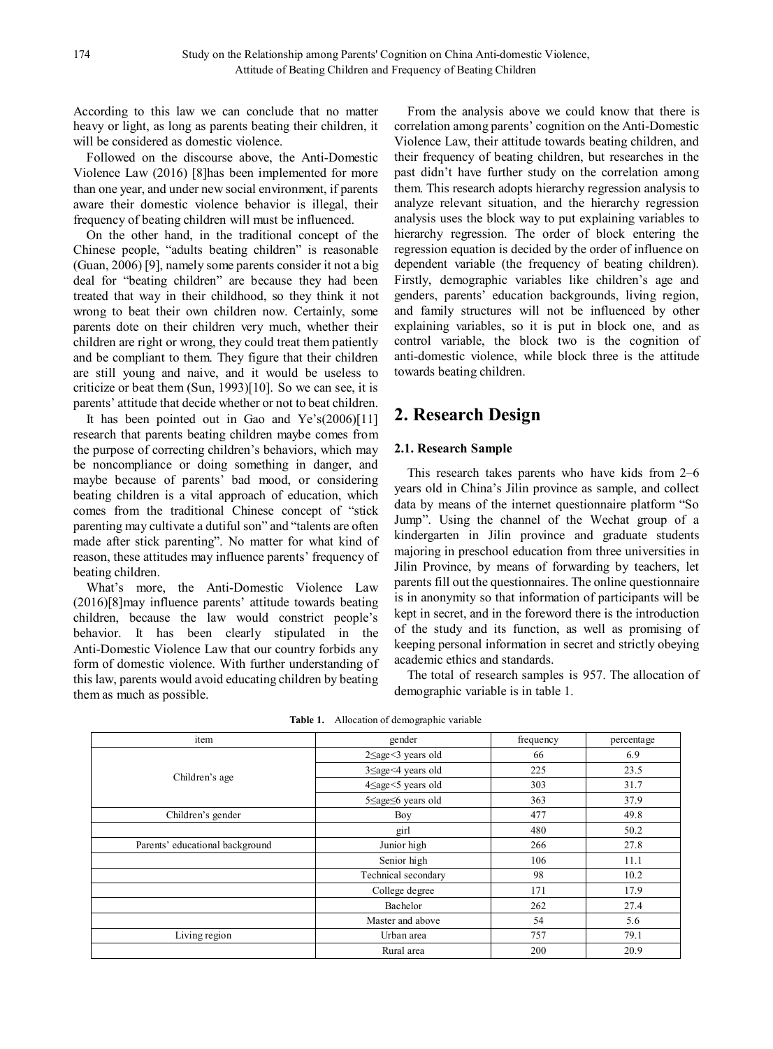According to this law we can conclude that no matter heavy or light, as long as parents beating their children, it will be considered as domestic violence.

Followed on the discourse above, the Anti-Domestic Violence Law (2016) [8]has been implemented for more than one year, and under new social environment, if parents aware their domestic violence behavior is illegal, their frequency of beating children will must be influenced.

On the other hand, in the traditional concept of the Chinese people, "adults beating children" is reasonable (Guan, 2006) [9], namely some parents consider it not a big deal for "beating children" are because they had been treated that way in their childhood, so they think it not wrong to beat their own children now. Certainly, some parents dote on their children very much, whether their children are right or wrong, they could treat them patiently and be compliant to them. They figure that their children are still young and naive, and it would be useless to criticize or beat them (Sun, 1993)[10]. So we can see, it is parents' attitude that decide whether or not to beat children.

It has been pointed out in Gao and Ye's(2006)[11] research that parents beating children maybe comes from the purpose of correcting children's behaviors, which may be noncompliance or doing something in danger, and maybe because of parents' bad mood, or considering beating children is a vital approach of education, which comes from the traditional Chinese concept of "stick parenting may cultivate a dutiful son" and "talents are often made after stick parenting". No matter for what kind of reason, these attitudes may influence parents' frequency of beating children.

What's more, the Anti-Domestic Violence Law (2016)[8]may influence parents' attitude towards beating children, because the law would constrict people's behavior. It has been clearly stipulated in the Anti-Domestic Violence Law that our country forbids any form of domestic violence. With further understanding of this law, parents would avoid educating children by beating them as much as possible.

From the analysis above we could know that there is correlation among parents' cognition on the Anti-Domestic Violence Law, their attitude towards beating children, and their frequency of beating children, but researches in the past didn't have further study on the correlation among them. This research adopts hierarchy regression analysis to analyze relevant situation, and the hierarchy regression analysis uses the block way to put explaining variables to hierarchy regression. The order of block entering the regression equation is decided by the order of influence on dependent variable (the frequency of beating children). Firstly, demographic variables like children's age and genders, parents' education backgrounds, living region, and family structures will not be influenced by other explaining variables, so it is put in block one, and as control variable, the block two is the cognition of anti-domestic violence, while block three is the attitude towards beating children.

## 2. Research Design

### 2.1. Research Sample

This research takes parents who have kids from 2–6 years old in China's Jilin province as sample, and collect data by means of the internet questionnaire platform "So Jump". Using the channel of the Wechat group of a kindergarten in Jilin province and graduate students majoring in preschool education from three universities in Jilin Province, by means of forwarding by teachers, let parents fill out the questionnaires. The online questionnaire is in anonymity so that information of participants will be kept in secret, and in the foreword there is the introduction of the study and its function, as well as promising of keeping personal information in secret and strictly obeying academic ethics and standards.

The total of research samples is 957. The allocation of demographic variable is in table 1.

**Table 1.** Allocation of demographic variable

| item | gender | frequency | percentage |
|---|---|---|---|
| Children's age | 2≤age<3 years old | 66 | 6.9 |
| | 3≤age<4 years old | 225 | 23.5 |
| | 4≤age<5 years old | 303 | 31.7 |
| | 5≤age≤6 years old | 363 | 37.9 |
| Children's gender | Boy | 477 | 49.8 |
| | girl | 480 | 50.2 |
| Parents' educational background | Junior high | 266 | 27.8 |
| | Senior high | 106 | 11.1 |
| | Technical secondary | 98 | 10.2 |
| | College degree | 171 | 17.9 |
| | Bachelor | 262 | 27.4 |
| | Master and above | 54 | 5.6 |
| Living region | Urban area | 757 | 79.1 |
| | Rural area | 200 | 20.9 |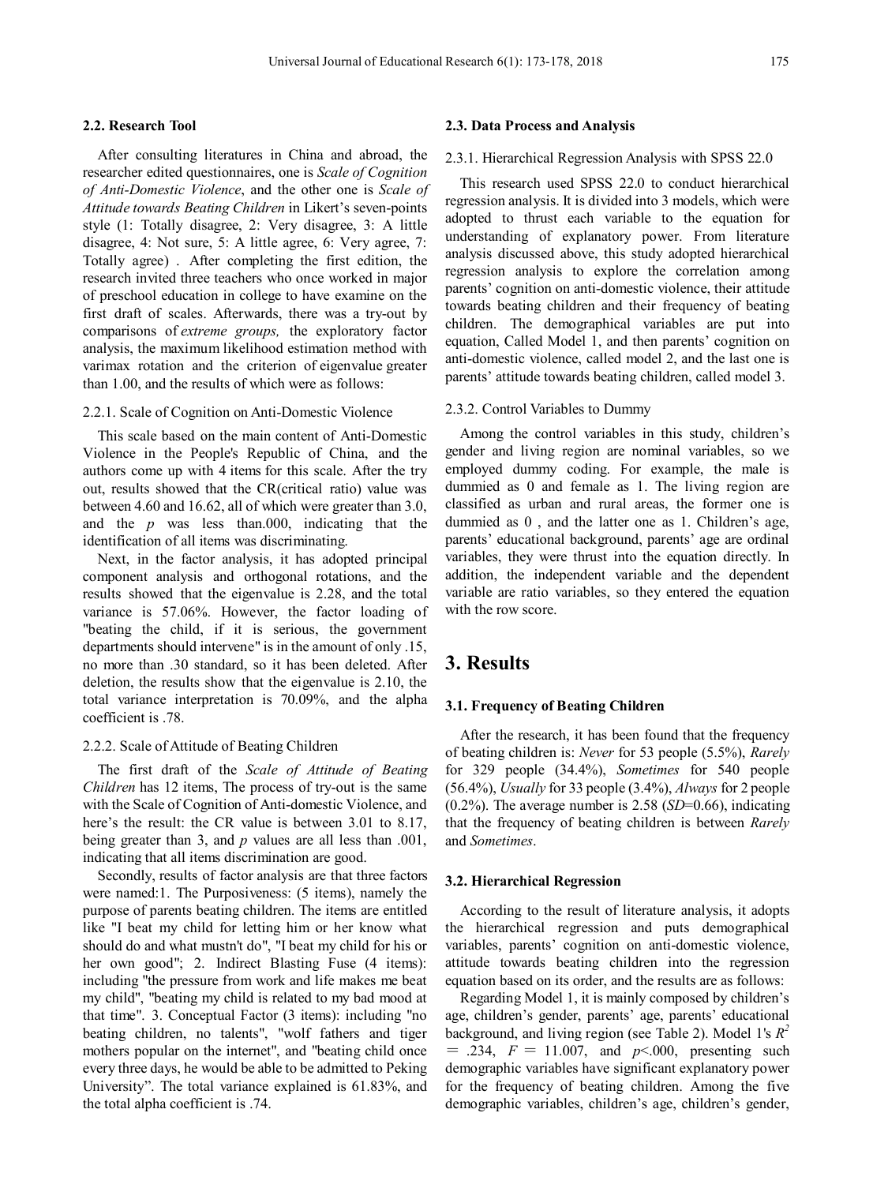### 2.2. Research Tool

After consulting literatures in China and abroad, the researcher edited questionnaires, one is *Scale of Cognition of Anti-Domestic Violence*, and the other one is *Scale of Attitude towards Beating Children* in Likert's seven-points style (1: Totally disagree, 2: Very disagree, 3: A little disagree, 4: Not sure, 5: A little agree, 6: Very agree, 7: Totally agree) . After completing the first edition, the research invited three teachers who once worked in major of preschool education in college to have examine on the first draft of scales. Afterwards, there was a try-out by comparisons of *extreme groups,* the exploratory factor analysis, the maximum likelihood estimation method with varimax rotation and the criterion of eigenvalue greater than 1.00, and the results of which were as follows:

#### 2.2.1. Scale of Cognition on Anti-Domestic Violence

This scale based on the main content of Anti-Domestic Violence in the People's Republic of China, and the authors come up with 4 items for this scale. After the try out, results showed that the CR(critical ratio) value was between 4.60 and 16.62, all of which were greater than 3.0, and the *p* was less than.000, indicating that the identification of all items was discriminating.

Next, in the factor analysis, it has adopted principal component analysis and orthogonal rotations, and the results showed that the eigenvalue is 2.28, and the total variance is 57.06%. However, the factor loading of "beating the child, if it is serious, the government departments should intervene" is in the amount of only .15, no more than .30 standard, so it has been deleted. After deletion, the results show that the eigenvalue is 2.10, the total variance interpretation is 70.09%, and the alpha coefficient is .78.

#### 2.2.2. Scale of Attitude of Beating Children

The first draft of the *Scale of Attitude of Beating Children* has 12 items, The process of try-out is the same with the Scale of Cognition of Anti-domestic Violence, and here's the result: the CR value is between 3.01 to 8.17, being greater than 3, and *p* values are all less than .001, indicating that all items discrimination are good.

Secondly, results of factor analysis are that three factors were named:1. The Purposiveness: (5 items), namely the purpose of parents beating children. The items are entitled like "I beat my child for letting him or her know what should do and what mustn't do", "I beat my child for his or her own good"; 2. Indirect Blasting Fuse (4 items): including "the pressure from work and life makes me beat my child", "beating my child is related to my bad mood at that time". 3. Conceptual Factor (3 items): including "no beating children, no talents", "wolf fathers and tiger mothers popular on the internet", and "beating child once every three days, he would be able to be admitted to Peking University". The total variance explained is 61.83%, and the total alpha coefficient is .74.

### 2.3. Data Process and Analysis

#### 2.3.1. Hierarchical Regression Analysis with SPSS 22.0

This research used SPSS 22.0 to conduct hierarchical regression analysis. It is divided into 3 models, which were adopted to thrust each variable to the equation for understanding of explanatory power. From literature analysis discussed above, this study adopted hierarchical regression analysis to explore the correlation among parents' cognition on anti-domestic violence, their attitude towards beating children and their frequency of beating children. The demographical variables are put into equation, Called Model 1, and then parents' cognition on anti-domestic violence, called model 2, and the last one is parents' attitude towards beating children, called model 3.

#### 2.3.2. Control Variables to Dummy

Among the control variables in this study, children's gender and living region are nominal variables, so we employed dummy coding. For example, the male is dummied as 0 and female as 1. The living region are classified as urban and rural areas, the former one is dummied as 0 , and the latter one as 1. Children's age, parents' educational background, parents' age are ordinal variables, they were thrust into the equation directly. In addition, the independent variable and the dependent variable are ratio variables, so they entered the equation with the row score.

# 3. Results

### 3.1. Frequency of Beating Children

After the research, it has been found that the frequency of beating children is: *Never* for 53 people (5.5%), *Rarely* for 329 people (34.4%), *Sometimes* for 540 people (56.4%), *Usually* for 33 people (3.4%), *Always* for 2 people (0.2%). The average number is 2.58 (*SD*=0.66), indicating that the frequency of beating children is between *Rarely* and *Sometimes*.

### 3.2. Hierarchical Regression

According to the result of literature analysis, it adopts the hierarchical regression and puts demographical variables, parents' cognition on anti-domestic violence, attitude towards beating children into the regression equation based on its order, and the results are as follows:

Regarding Model 1, it is mainly composed by children's age, children's gender, parents' age, parents' educational background, and living region (see Table 2). Model 1's $R^2$ = .234, $F$ = 11.007, and $p$<.000, presenting such demographic variables have significant explanatory power for the frequency of beating children. Among the five demographic variables, children's age, children's gender,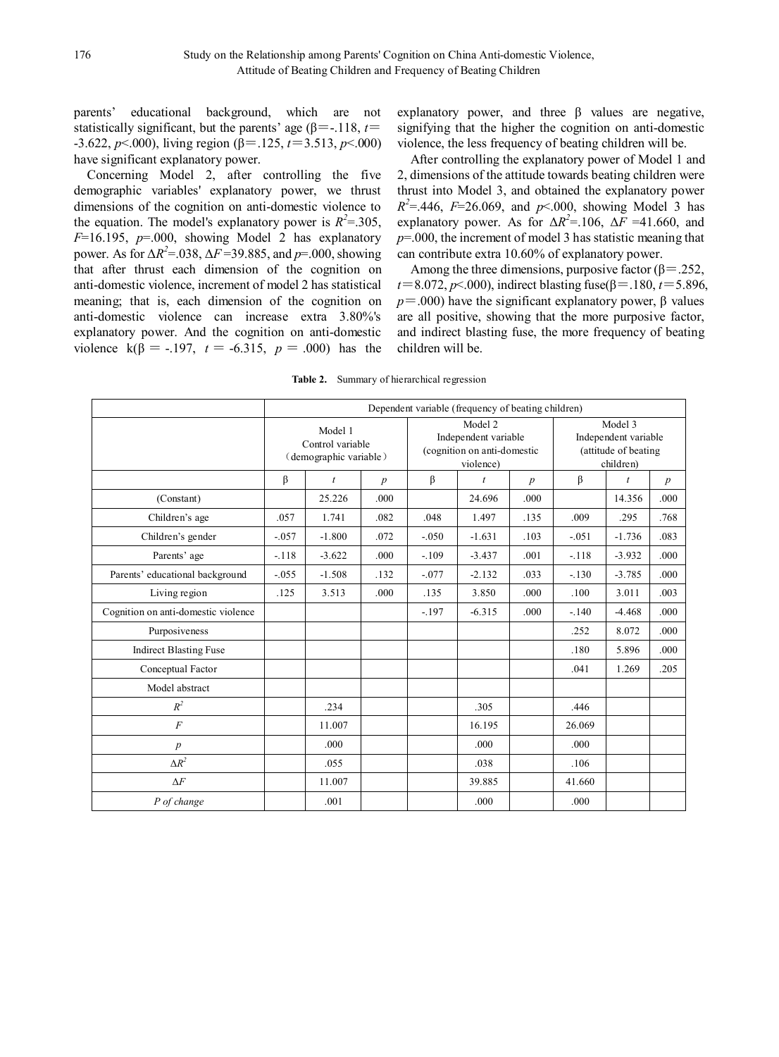parents' educational background, which are not statistically significant, but the parents' age (β=-.118, $t$= -3.622, $p$<.000), living region (β=.125, $t$=3.513, $p$<.000) have significant explanatory power.

Concerning Model 2, after controlling the five demographic variables' explanatory power, we thrust dimensions of the cognition on anti-domestic violence to the equation. The model's explanatory power is $R^2$=.305, $F$=16.195, $p$=.000, showing Model 2 has explanatory power. As for $\Delta R^2$=.038, $\Delta F$=39.885, and $p$=.000, showing that after thrust each dimension of the cognition on anti-domestic violence, increment of model 2 has statistical meaning; that is, each dimension of the cognition on anti-domestic violence can increase extra 3.80%'s explanatory power. And the cognition on anti-domestic violence k(β = -.197, $t$ = -6.315, $p$ = .000) has the explanatory power, and three β values are negative, signifying that the higher the cognition on anti-domestic violence, the less frequency of beating children will be.

After controlling the explanatory power of Model 1 and 2, dimensions of the attitude towards beating children were thrust into Model 3, and obtained the explanatory power $R^2$=.446, $F$=26.069, and $p$<.000, showing Model 3 has explanatory power. As for $\Delta R^2$=.106, $\Delta F$ =41.660, and $p$=.000, the increment of model 3 has statistic meaning that can contribute extra 10.60% of explanatory power.

Among the three dimensions, purposive factor (β=.252, $t$=8.072, $p$<.000), indirect blasting fuse(β=.180, $t$=5.896, $p$=.000) have the significant explanatory power, β values are all positive, showing that the more purposive factor, and indirect blasting fuse, the more frequency of beating children will be.

**Table 2.** Summary of hierarchical regression

| | Dependent variable (frequency of beating children) | | | | | | | | |
|---|---|---|---|---|---|---|---|---|---|
| | Model 1 Control variable (demographic variable) | | | Model 2 Independent variable (cognition on anti-domestic violence) | | | Model 3 Independent variable (attitude of beating children) | | |
| | β | $t$ | $p$ | β | $t$ | $p$ | β | $t$ | $p$ |
| (Constant) | | 25.226 | .000 | | 24.696 | .000 | | 14.356 | .000 |
| Children's age | .057 | 1.741 | .082 | .048 | 1.497 | .135 | .009 | .295 | .768 |
| Children's gender | -.057 | -1.800 | .072 | -.050 | -1.631 | .103 | -.051 | -1.736 | .083 |
| Parents' age | -.118 | -3.622 | .000 | -.109 | -3.437 | .001 | -.118 | -3.932 | .000 |
| Parents' educational background | -.055 | -1.508 | .132 | -.077 | -2.132 | .033 | -.130 | -3.785 | .000 |
| Living region | .125 | 3.513 | .000 | .135 | 3.850 | .000 | .100 | 3.011 | .003 |
| Cognition on anti-domestic violence | | | | -.197 | -6.315 | .000 | -.140 | -4.468 | .000 |
| Purposiveness | | | | | | | .252 | 8.072 | .000 |
| Indirect Blasting Fuse | | | | | | | .180 | 5.896 | .000 |
| Conceptual Factor | | | | | | | .041 | 1.269 | .205 |
| Model abstract | | | | | | | | | |
| $R^2$ | | .234 | | | .305 | | .446 | | |
| $F$ | | 11.007 | | | 16.195 | | 26.069 | | |
| $p$ | | .000 | | | .000 | | .000 | | |
| $\Delta R^2$ | | .055 | | | .038 | | .106 | | |
| $\Delta F$ | | 11.007 | | | 39.885 | | 41.660 | | |
| *P of change* | | .001 | | | .000 | | .000 | | |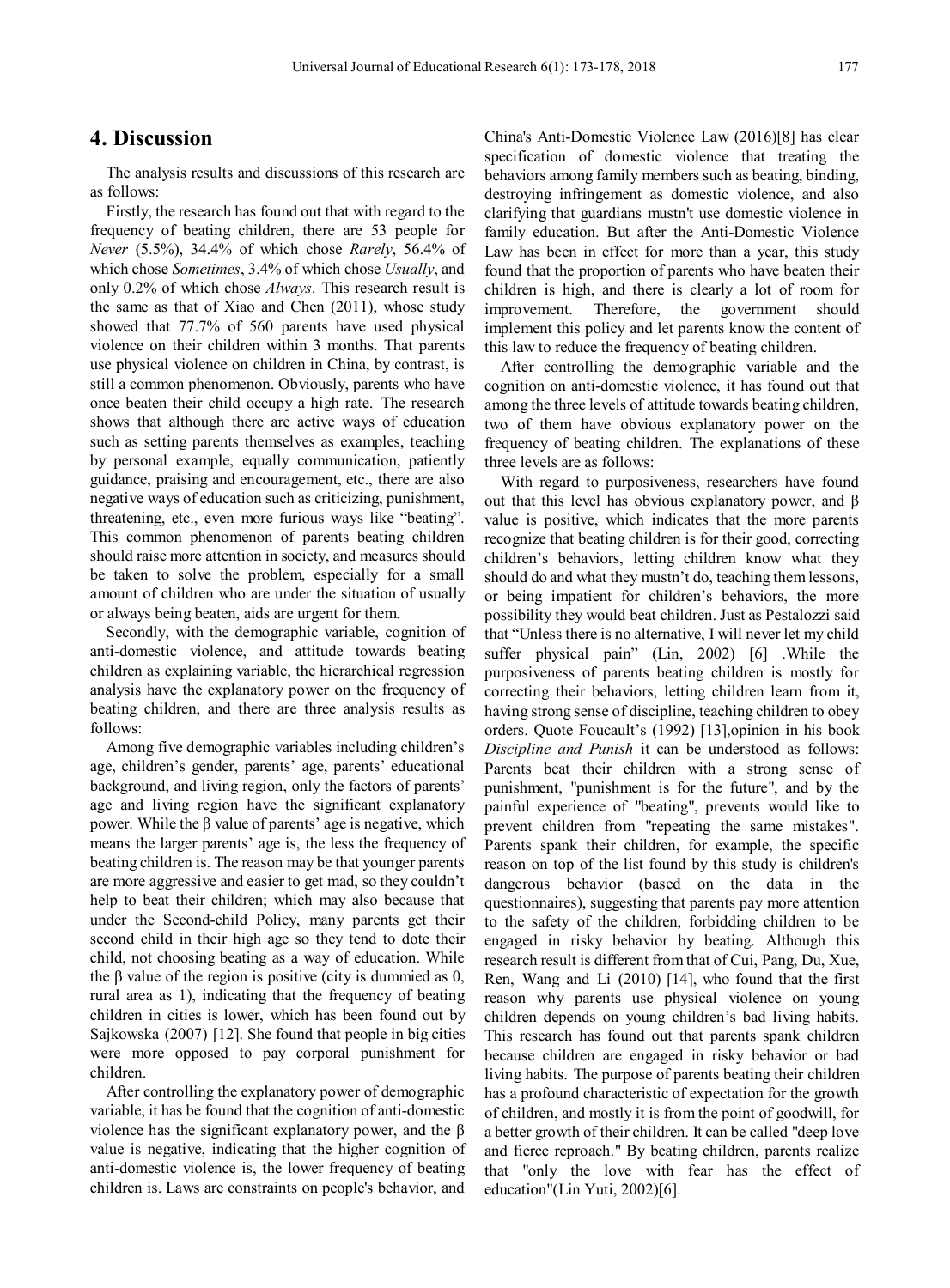## 4. Discussion

The analysis results and discussions of this research are as follows:

Firstly, the research has found out that with regard to the frequency of beating children, there are 53 people for *Never* (5.5%), 34.4% of which chose *Rarely*, 56.4% of which chose *Sometimes*, 3.4% of which chose *Usually*, and only 0.2% of which chose *Always*. This research result is the same as that of Xiao and Chen (2011), whose study showed that 77.7% of 560 parents have used physical violence on their children within 3 months. That parents use physical violence on children in China, by contrast, is still a common phenomenon. Obviously, parents who have once beaten their child occupy a high rate. The research shows that although there are active ways of education such as setting parents themselves as examples, teaching by personal example, equally communication, patiently guidance, praising and encouragement, etc., there are also negative ways of education such as criticizing, punishment, threatening, etc., even more furious ways like "beating". This common phenomenon of parents beating children should raise more attention in society, and measures should be taken to solve the problem, especially for a small amount of children who are under the situation of usually or always being beaten, aids are urgent for them.

Secondly, with the demographic variable, cognition of anti-domestic violence, and attitude towards beating children as explaining variable, the hierarchical regression analysis have the explanatory power on the frequency of beating children, and there are three analysis results as follows:

Among five demographic variables including children's age, children's gender, parents' age, parents' educational background, and living region, only the factors of parents' age and living region have the significant explanatory power. While the β value of parents' age is negative, which means the larger parents' age is, the less the frequency of beating children is. The reason may be that younger parents are more aggressive and easier to get mad, so they couldn't help to beat their children; which may also because that under the Second-child Policy, many parents get their second child in their high age so they tend to dote their child, not choosing beating as a way of education. While the β value of the region is positive (city is dummied as 0, rural area as 1), indicating that the frequency of beating children in cities is lower, which has been found out by Sajkowska (2007) [12]. She found that people in big cities were more opposed to pay corporal punishment for children.

After controlling the explanatory power of demographic variable, it has be found that the cognition of anti-domestic violence has the significant explanatory power, and the β value is negative, indicating that the higher cognition of anti-domestic violence is, the lower frequency of beating children is. Laws are constraints on people's behavior, and China's Anti-Domestic Violence Law (2016)[8] has clear specification of domestic violence that treating the behaviors among family members such as beating, binding, destroying infringement as domestic violence, and also clarifying that guardians mustn't use domestic violence in family education. But after the Anti-Domestic Violence Law has been in effect for more than a year, this study found that the proportion of parents who have beaten their children is high, and there is clearly a lot of room for improvement. Therefore, the government should implement this policy and let parents know the content of this law to reduce the frequency of beating children.

After controlling the demographic variable and the cognition on anti-domestic violence, it has found out that among the three levels of attitude towards beating children, two of them have obvious explanatory power on the frequency of beating children. The explanations of these three levels are as follows:

With regard to purposiveness, researchers have found out that this level has obvious explanatory power, and β value is positive, which indicates that the more parents recognize that beating children is for their good, correcting children's behaviors, letting children know what they should do and what they mustn't do, teaching them lessons, or being impatient for children's behaviors, the more possibility they would beat children. Just as Pestalozzi said that "Unless there is no alternative, I will never let my child suffer physical pain" (Lin, 2002) [6] .While the purposiveness of parents beating children is mostly for correcting their behaviors, letting children learn from it, having strong sense of discipline, teaching children to obey orders. Quote Foucault's (1992) [13],opinion in his book *Discipline and Punish* it can be understood as follows: Parents beat their children with a strong sense of punishment, "punishment is for the future", and by the painful experience of "beating", prevents would like to prevent children from "repeating the same mistakes". Parents spank their children, for example, the specific reason on top of the list found by this study is children's dangerous behavior (based on the data in the questionnaires), suggesting that parents pay more attention to the safety of the children, forbidding children to be engaged in risky behavior by beating. Although this research result is different from that of Cui, Pang, Du, Xue, Ren, Wang and Li (2010) [14], who found that the first reason why parents use physical violence on young children depends on young children's bad living habits. This research has found out that parents spank children because children are engaged in risky behavior or bad living habits. The purpose of parents beating their children has a profound characteristic of expectation for the growth of children, and mostly it is from the point of goodwill, for a better growth of their children. It can be called "deep love and fierce reproach." By beating children, parents realize that "only the love with fear has the effect of education"(Lin Yuti, 2002)[6].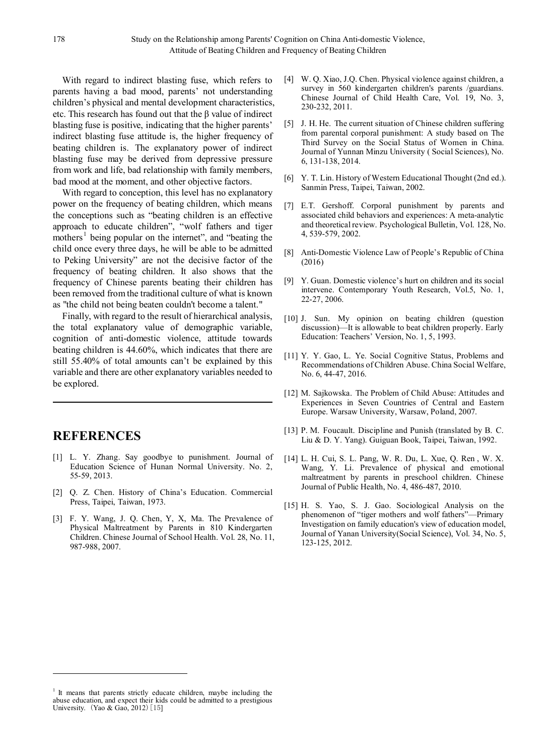With regard to indirect blasting fuse, which refers to parents having a bad mood, parents' not understanding children's physical and mental development characteristics, etc. This research has found out that the β value of indirect blasting fuse is positive, indicating that the higher parents' indirect blasting fuse attitude is, the higher frequency of beating children is. The explanatory power of indirect blasting fuse may be derived from depressive pressure from work and life, bad relationship with family members, bad mood at the moment, and other objective factors.

With regard to conception, this level has no explanatory power on the frequency of beating children, which means the conceptions such as "beating children is an effective approach to educate children", "wolf fathers and tiger mothers[1] being popular on the internet", and "beating the child once every three days, he will be able to be admitted to Peking University" are not the decisive factor of the frequency of beating children. It also shows that the frequency of Chinese parents beating their children has been removed from the traditional culture of what is known as "the child not being beaten couldn't become a talent."

Finally, with regard to the result of hierarchical analysis, the total explanatory value of demographic variable, cognition of anti-domestic violence, attitude towards beating children is 44.60%, which indicates that there are still 55.40% of total amounts can't be explained by this variable and there are other explanatory variables needed to be explored.

## REFERENCES

[1] L. Y. Zhang. Say goodbye to punishment. Journal of Education Science of Hunan Normal University. No. 2, 55-59, 2013.

[2] Q. Z. Chen. History of China's Education. Commercial Press, Taipei, Taiwan, 1973.

[3] F. Y. Wang, J. Q. Chen, Y, X, Ma. The Prevalence of Physical Maltreatment by Parents in 810 Kindergarten Children. Chinese Journal of School Health. Vol. 28, No. 11, 987-988, 2007.

[4] W. Q. Xiao, J.Q. Chen. Physical violence against children, a survey in 560 kindergarten children's parents /guardians. Chinese Journal of Child Health Care, Vol. 19, No. 3, 230-232, 2011.

[5] J. H. He. The current situation of Chinese children suffering from parental corporal punishment: A study based on The Third Survey on the Social Status of Women in China. Journal of Yunnan Minzu University ( Social Sciences), No. 6, 131-138, 2014.

[6] Y. T. Lin. History of Western Educational Thought (2nd ed.). Sanmin Press, Taipei, Taiwan, 2002.

[7] E.T. Gershoff. Corporal punishment by parents and associated child behaviors and experiences: A meta-analytic and theoretical review. Psychological Bulletin, Vol. 128, No. 4, 539-579, 2002.

[8] Anti-Domestic Violence Law of People's Republic of China (2016)

[9] Y. Guan. Domestic violence's hurt on children and its social intervene. Contemporary Youth Research, Vol.5, No. 1, 22-27, 2006.

[10] J. Sun. My opinion on beating children (question discussion)—It is allowable to beat children properly. Early Education: Teachers' Version, No. 1, 5, 1993.

[11] Y. Y. Gao, L. Ye. Social Cognitive Status, Problems and Recommendations of Children Abuse. China Social Welfare, No. 6, 44-47, 2016.

[12] M. Sajkowska. The Problem of Child Abuse: Attitudes and Experiences in Seven Countries of Central and Eastern Europe. Warsaw University, Warsaw, Poland, 2007.

[13] P. M. Foucault. Discipline and Punish (translated by B. C. Liu & D. Y. Yang). Guiguan Book, Taipei, Taiwan, 1992.

[14] L. H. Cui, S. L. Pang, W. R. Du, L. Xue, Q. Ren , W. X. Wang, Y. Li. Prevalence of physical and emotional maltreatment by parents in preschool children. Chinese Journal of Public Health, No. 4, 486-487, 2010.

[15] H. S. Yao, S. J. Gao. Sociological Analysis on the phenomenon of "tiger mothers and wolf fathers"—Primary Investigation on family education's view of education model, Journal of Yanan University(Social Science), Vol. 34, No. 5, 123-125, 2012.

---

[1] It means that parents strictly educate children, maybe including the abuse education, and expect their kids could be admitted to a prestigious University. (Yao & Gao, 2012) [15]